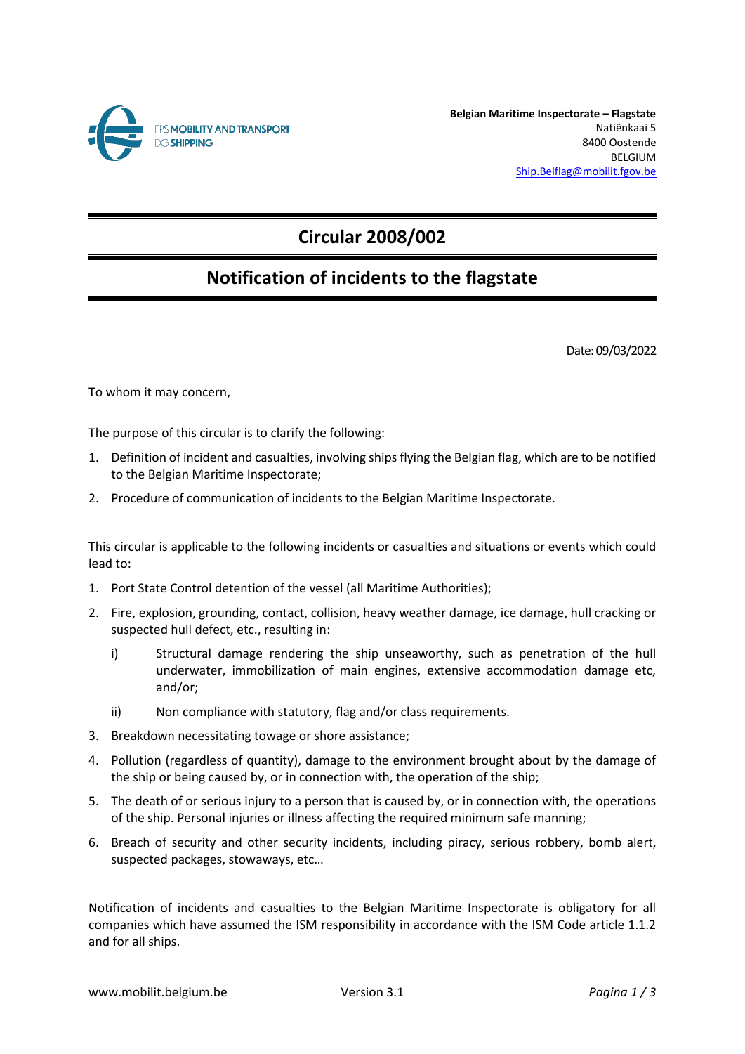FPS MOBILITY AND TRANSPORT
DG SHIPPING

**Belgian Maritime Inspectorate – Flagstate**
Natiënkaai 5
8400 Oostende
BELGIUM
Ship.Belflag@mobilit.fgov.be

# Circular 2008/002

## Notification of incidents to the flagstate

Date: 09/03/2022

To whom it may concern,

The purpose of this circular is to clarify the following:

1. Definition of incident and casualties, involving ships flying the Belgian flag, which are to be notified to the Belgian Maritime Inspectorate;
2. Procedure of communication of incidents to the Belgian Maritime Inspectorate.

This circular is applicable to the following incidents or casualties and situations or events which could lead to:

1. Port State Control detention of the vessel (all Maritime Authorities);
2. Fire, explosion, grounding, contact, collision, heavy weather damage, ice damage, hull cracking or suspected hull defect, etc., resulting in:
   i) Structural damage rendering the ship unseaworthy, such as penetration of the hull underwater, immobilization of main engines, extensive accommodation damage etc, and/or;
   ii) Non compliance with statutory, flag and/or class requirements.
3. Breakdown necessitating towage or shore assistance;
4. Pollution (regardless of quantity), damage to the environment brought about by the damage of the ship or being caused by, or in connection with, the operation of the ship;
5. The death of or serious injury to a person that is caused by, or in connection with, the operations of the ship. Personal injuries or illness affecting the required minimum safe manning;
6. Breach of security and other security incidents, including piracy, serious robbery, bomb alert, suspected packages, stowaways, etc…

Notification of incidents and casualties to the Belgian Maritime Inspectorate is obligatory for all companies which have assumed the ISM responsibility in accordance with the ISM Code article 1.1.2 and for all ships.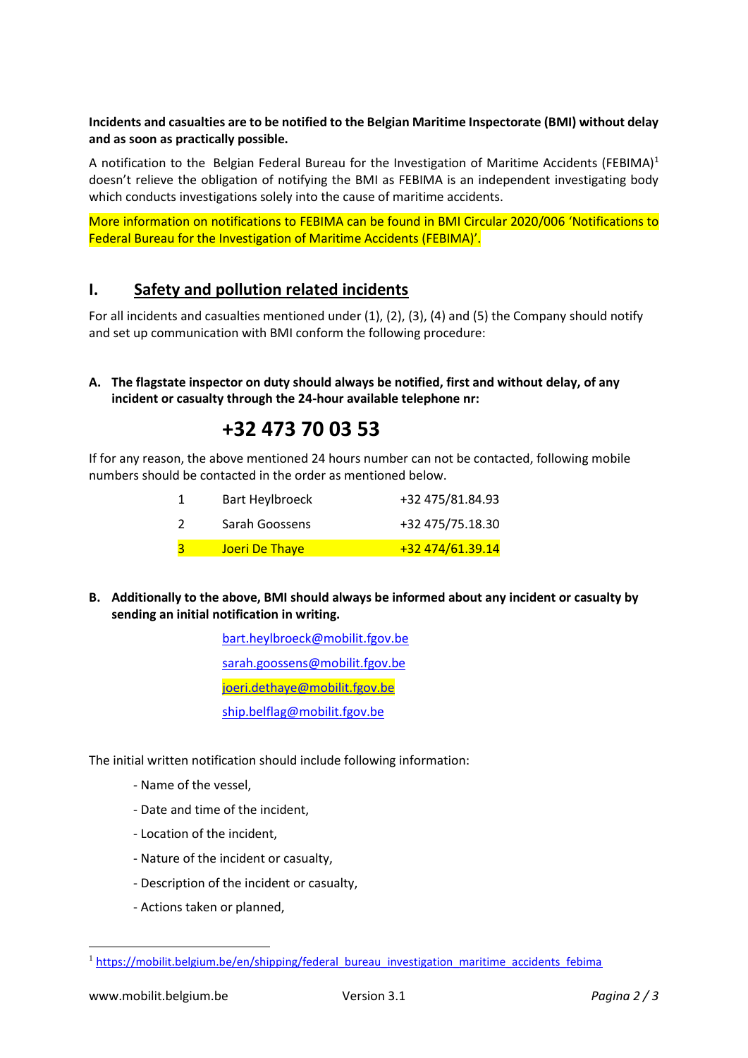**Incidents and casualties are to be notified to the Belgian Maritime Inspectorate (BMI) without delay and as soon as practically possible.**

A notification to the Belgian Federal Bureau for the Investigation of Maritime Accidents (FEBIMA)[1] doesn't relieve the obligation of notifying the BMI as FEBIMA is an independent investigating body which conducts investigations solely into the cause of maritime accidents.

More information on notifications to FEBIMA can be found in BMI Circular 2020/006 'Notifications to Federal Bureau for the Investigation of Maritime Accidents (FEBIMA)'.

## I. Safety and pollution related incidents

For all incidents and casualties mentioned under (1), (2), (3), (4) and (5) the Company should notify and set up communication with BMI conform the following procedure:

**A. The flagstate inspector on duty should always be notified, first and without delay, of any incident or casualty through the 24-hour available telephone nr:**

# +32 473 70 03 53

If for any reason, the above mentioned 24 hours number can not be contacted, following mobile numbers should be contacted in the order as mentioned below.

| | | |
|---|---|---|
| 1 | Bart Heylbroeck | +32 475/81.84.93 |
| 2 | Sarah Goossens | +32 475/75.18.30 |
| 3 | Joeri De Thaye | +32 474/61.39.14 |

**B. Additionally to the above, BMI should always be informed about any incident or casualty by sending an initial notification in writing.**

bart.heylbroeck@mobilit.fgov.be

sarah.goossens@mobilit.fgov.be

joeri.dethaye@mobilit.fgov.be

ship.belflag@mobilit.fgov.be

The initial written notification should include following information:

- Name of the vessel,
- Date and time of the incident,
- Location of the incident,
- Nature of the incident or casualty,
- Description of the incident or casualty,
- Actions taken or planned,

[1] https://mobilit.belgium.be/en/shipping/federal_bureau_investigation_maritime_accidents_febima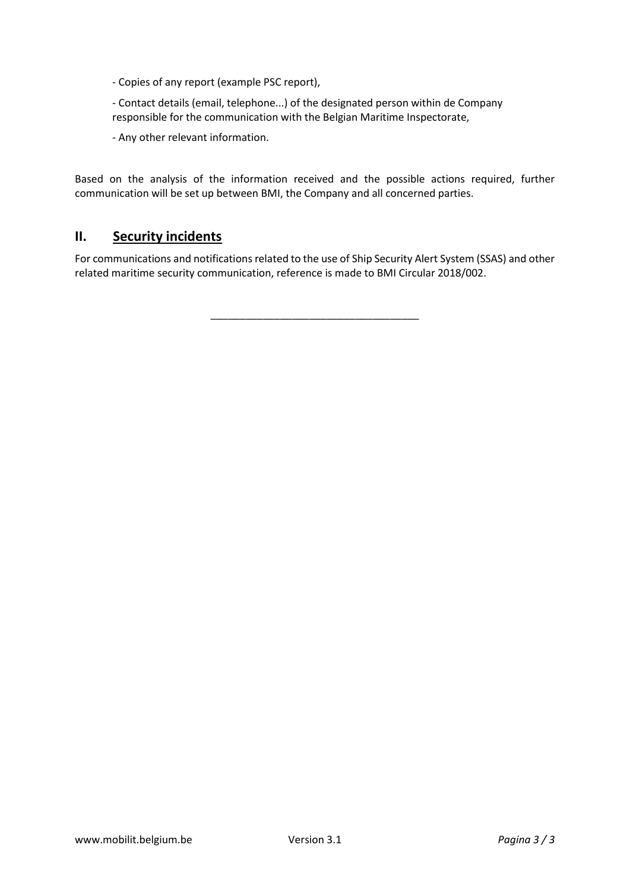- Copies of any report (example PSC report),

- Contact details (email, telephone...) of the designated person within de Company responsible for the communication with the Belgian Maritime Inspectorate,

- Any other relevant information.

Based on the analysis of the information received and the possible actions required, further communication will be set up between BMI, the Company and all concerned parties.

## II. Security incidents

For communications and notifications related to the use of Ship Security Alert System (SSAS) and other related maritime security communication, reference is made to BMI Circular 2018/002.

___________________________________